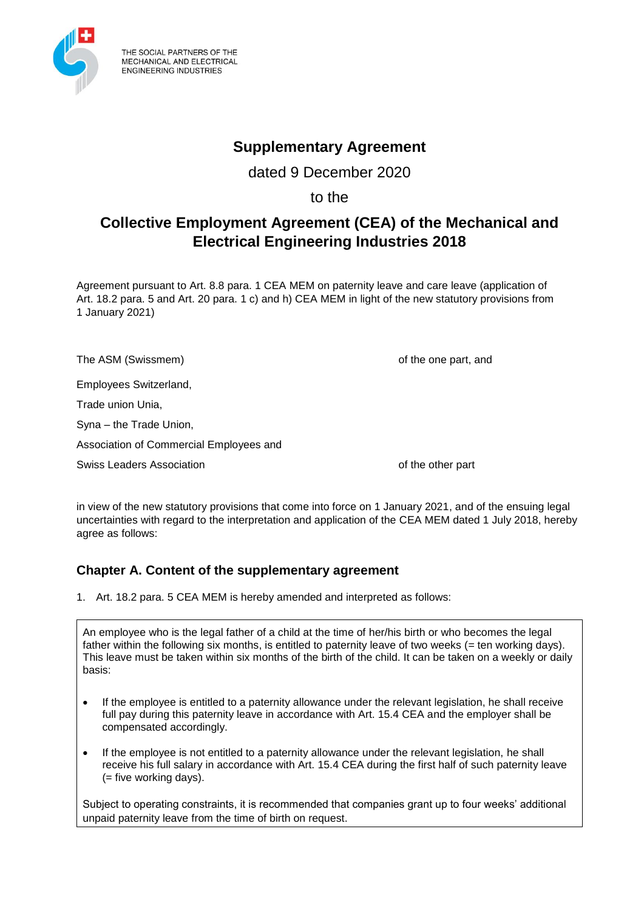THE SOCIAL PARTNERS OF THE MECHANICAL AND ELECTRICAL ENGINEERING INDUSTRIES

# Supplementary Agreement

dated 9 December 2020

to the

# Collective Employment Agreement (CEA) of the Mechanical and Electrical Engineering Industries 2018

Agreement pursuant to Art. 8.8 para. 1 CEA MEM on paternity leave and care leave (application of Art. 18.2 para. 5 and Art. 20 para. 1 c) and h) CEA MEM in light of the new statutory provisions from 1 January 2021)

The ASM (Swissmem) of the one part, and

Employees Switzerland,

Trade union Unia,

Syna – the Trade Union,

Association of Commercial Employees and

Swiss Leaders Association of the other part

in view of the new statutory provisions that come into force on 1 January 2021, and of the ensuing legal uncertainties with regard to the interpretation and application of the CEA MEM dated 1 July 2018, hereby agree as follows:

## Chapter A. Content of the supplementary agreement

1. Art. 18.2 para. 5 CEA MEM is hereby amended and interpreted as follows:

> An employee who is the legal father of a child at the time of her/his birth or who becomes the legal father within the following six months, is entitled to paternity leave of two weeks (= ten working days). This leave must be taken within six months of the birth of the child. It can be taken on a weekly or daily basis:
>
> - If the employee is entitled to a paternity allowance under the relevant legislation, he shall receive full pay during this paternity leave in accordance with Art. 15.4 CEA and the employer shall be compensated accordingly.
> - If the employee is not entitled to a paternity allowance under the relevant legislation, he shall receive his full salary in accordance with Art. 15.4 CEA during the first half of such paternity leave (= five working days).
>
> Subject to operating constraints, it is recommended that companies grant up to four weeks' additional unpaid paternity leave from the time of birth on request.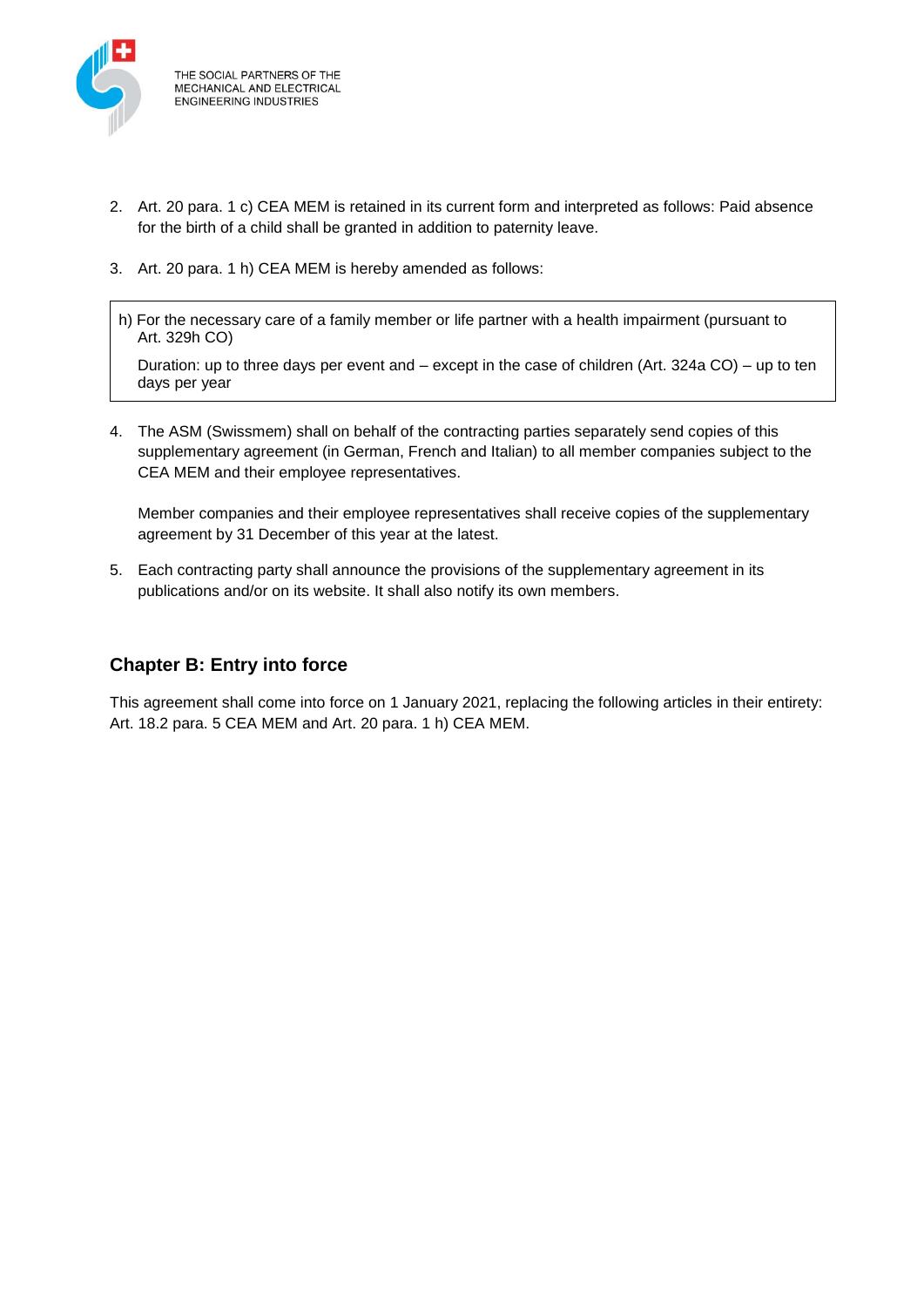2. Art. 20 para. 1 c) CEA MEM is retained in its current form and interpreted as follows: Paid absence for the birth of a child shall be granted in addition to paternity leave.

3. Art. 20 para. 1 h) CEA MEM is hereby amended as follows:

> h) For the necessary care of a family member or life partner with a health impairment (pursuant to Art. 329h CO)
>
> Duration: up to three days per event and – except in the case of children (Art. 324a CO) – up to ten days per year

4. The ASM (Swissmem) shall on behalf of the contracting parties separately send copies of this supplementary agreement (in German, French and Italian) to all member companies subject to the CEA MEM and their employee representatives.

   Member companies and their employee representatives shall receive copies of the supplementary agreement by 31 December of this year at the latest.

5. Each contracting party shall announce the provisions of the supplementary agreement in its publications and/or on its website. It shall also notify its own members.

## Chapter B: Entry into force

This agreement shall come into force on 1 January 2021, replacing the following articles in their entirety: Art. 18.2 para. 5 CEA MEM and Art. 20 para. 1 h) CEA MEM.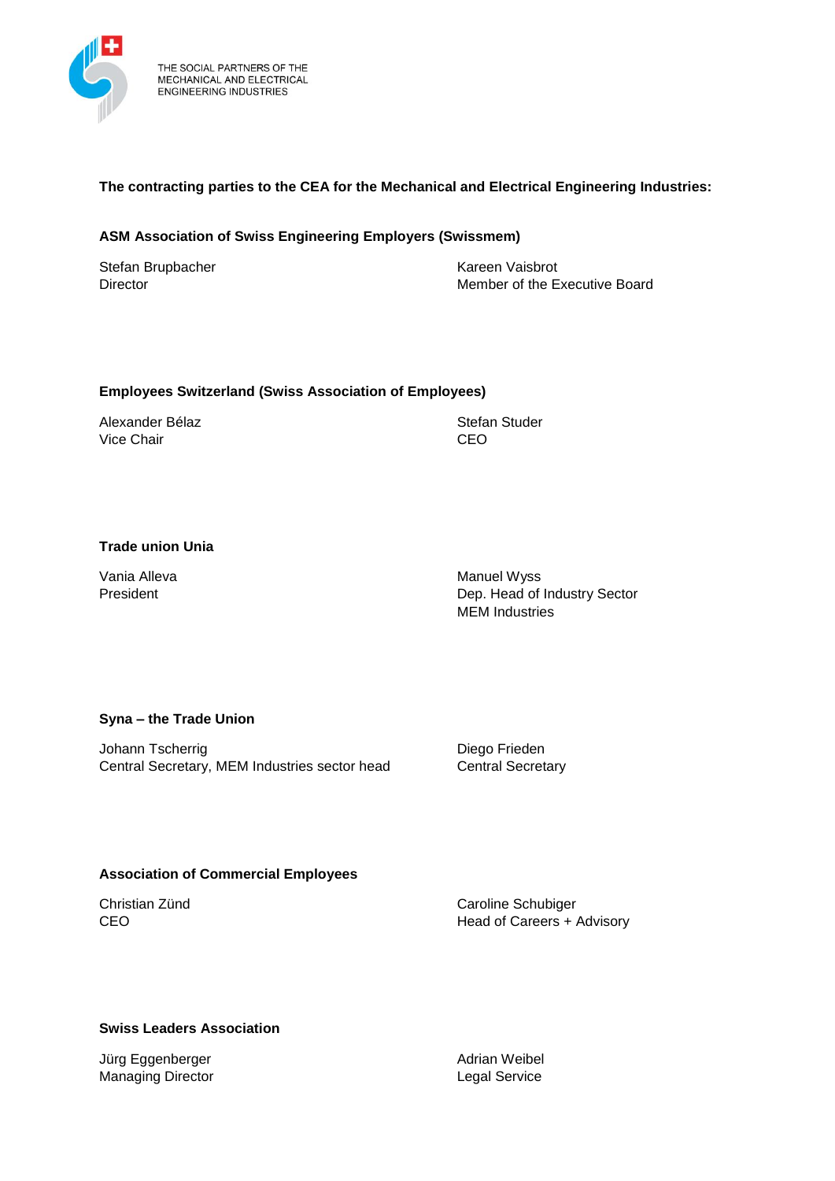THE SOCIAL PARTNERS OF THE MECHANICAL AND ELECTRICAL ENGINEERING INDUSTRIES

**The contracting parties to the CEA for the Mechanical and Electrical Engineering Industries:**

**ASM Association of Swiss Engineering Employers (Swissmem)**

Stefan Brupbacher
Director

Kareen Vaisbrot
Member of the Executive Board

**Employees Switzerland (Swiss Association of Employees)**

Alexander Bélaz
Vice Chair

Stefan Studer
CEO

**Trade union Unia**

Vania Alleva
President

Manuel Wyss
Dep. Head of Industry Sector
MEM Industries

**Syna – the Trade Union**

Johann Tscherrig
Central Secretary, MEM Industries sector head

Diego Frieden
Central Secretary

**Association of Commercial Employees**

Christian Zünd
CEO

Caroline Schubiger
Head of Careers + Advisory

**Swiss Leaders Association**

Jürg Eggenberger
Managing Director

Adrian Weibel
Legal Service